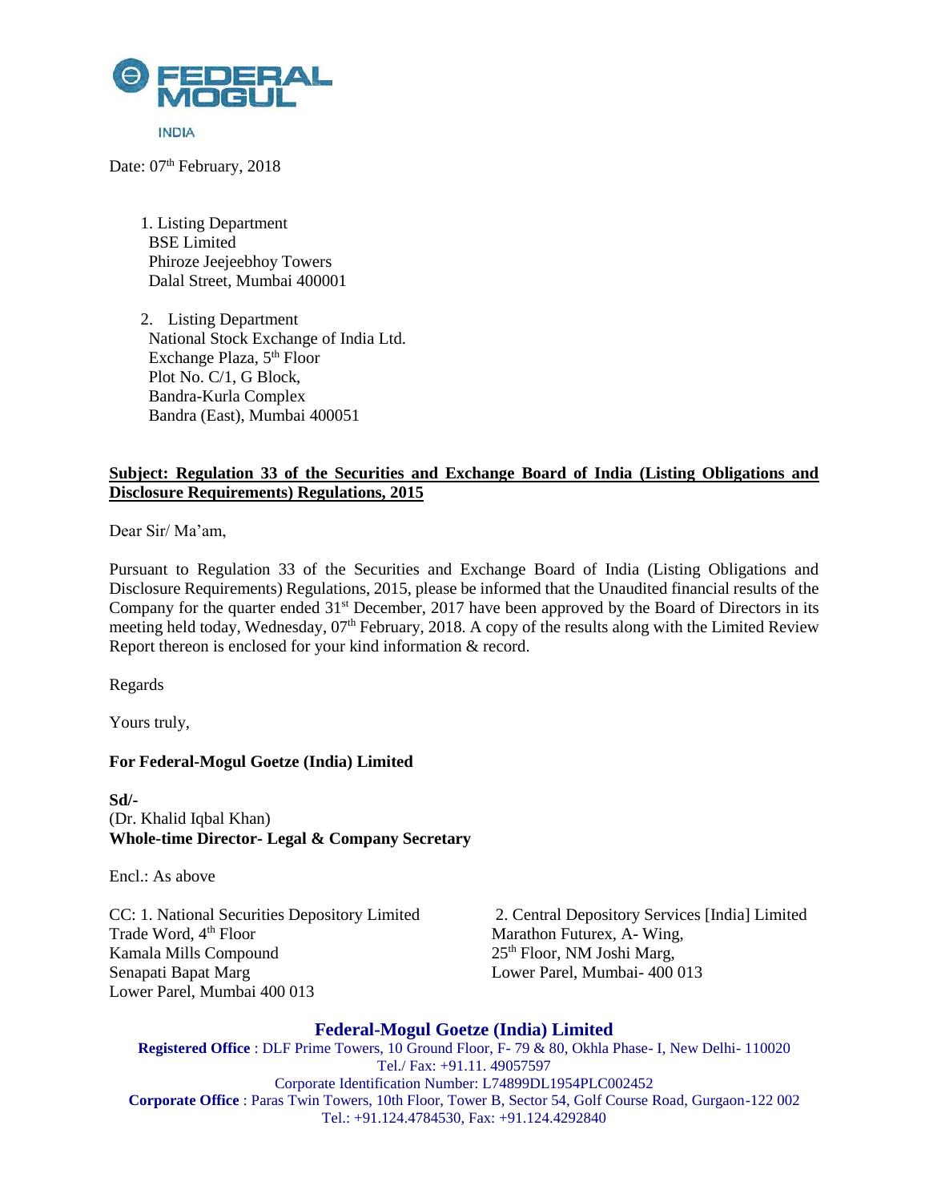FEDERAL MOGUL

INDIA

Date: 07th February, 2018

1. Listing Department
   BSE Limited
   Phiroze Jeejeebhoy Towers
   Dalal Street, Mumbai 400001

2. Listing Department
   National Stock Exchange of India Ltd.
   Exchange Plaza, 5th Floor
   Plot No. C/1, G Block,
   Bandra-Kurla Complex
   Bandra (East), Mumbai 400051

**Subject: Regulation 33 of the Securities and Exchange Board of India (Listing Obligations and Disclosure Requirements) Regulations, 2015**

Dear Sir/ Ma'am,

Pursuant to Regulation 33 of the Securities and Exchange Board of India (Listing Obligations and Disclosure Requirements) Regulations, 2015, please be informed that the Unaudited financial results of the Company for the quarter ended 31st December, 2017 have been approved by the Board of Directors in its meeting held today, Wednesday, 07th February, 2018. A copy of the results along with the Limited Review Report thereon is enclosed for your kind information & record.

Regards

Yours truly,

**For Federal-Mogul Goetze (India) Limited**

**Sd/-**
(Dr. Khalid Iqbal Khan)
**Whole-time Director- Legal & Company Secretary**

Encl.: As above

CC: 1. National Securities Depository Limited
Trade Word, 4th Floor
Kamala Mills Compound
Senapati Bapat Marg
Lower Parel, Mumbai 400 013

2. Central Depository Services [India] Limited
Marathon Futurex, A- Wing,
25th Floor, NM Joshi Marg,
Lower Parel, Mumbai- 400 013

**Federal-Mogul Goetze (India) Limited**

**Registered Office** : DLF Prime Towers, 10 Ground Floor, F- 79 & 80, Okhla Phase- I, New Delhi- 110020
Tel./ Fax: +91.11. 49057597
Corporate Identification Number: L74899DL1954PLC002452
**Corporate Office** : Paras Twin Towers, 10th Floor, Tower B, Sector 54, Golf Course Road, Gurgaon-122 002
Tel.: +91.124.4784530, Fax: +91.124.4292840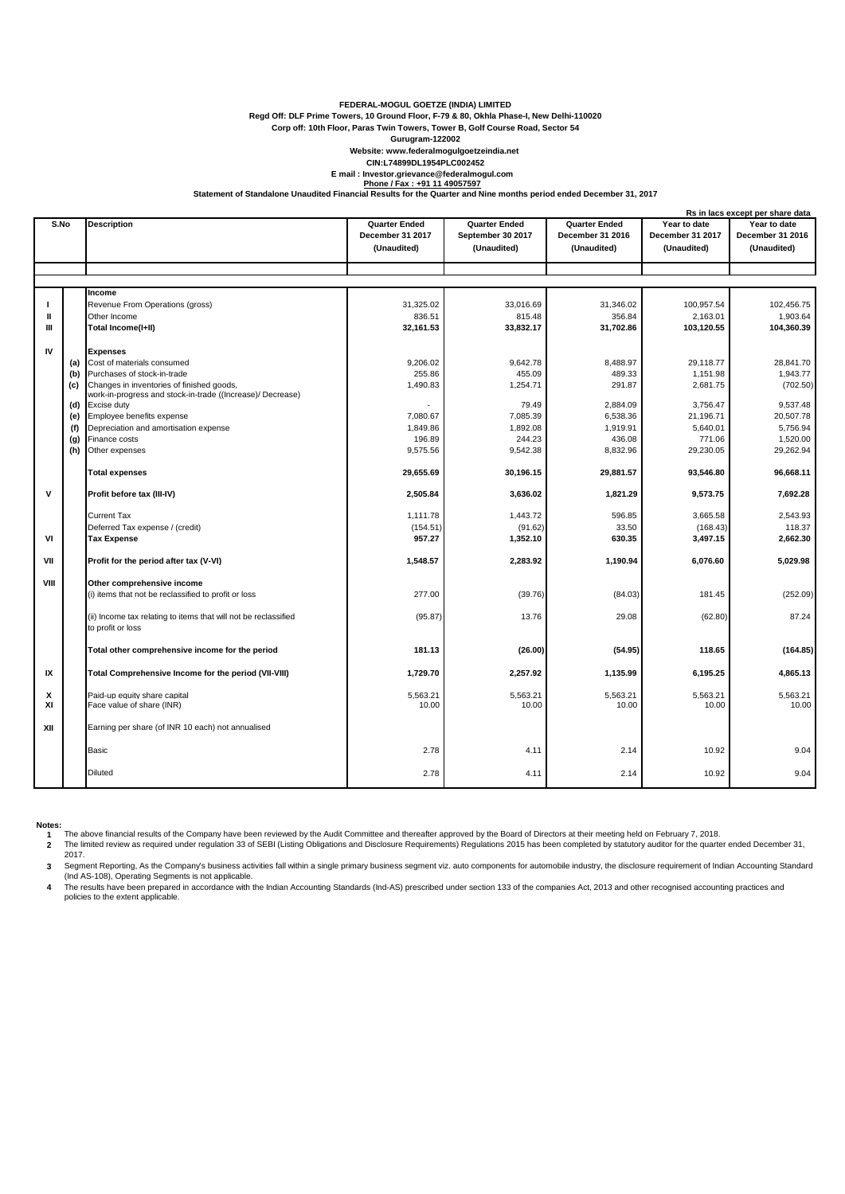**FEDERAL-MOGUL GOETZE (INDIA) LIMITED**

**Regd Off: DLF Prime Towers, 10 Ground Floor, F-79 & 80, Okhla Phase-I, New Delhi-110020**

**Corp off: 10th Floor, Paras Twin Towers, Tower B, Golf Course Road, Sector 54**

**Gurugram-122002**

**Website: www.federalmogulgoetzeindia.net**

**CIN:L74899DL1954PLC002452**

**E mail : Investor.grievance@federalmogul.com**

**Phone / Fax : +91 11 49057597**

**Statement of Standalone Unaudited Financial Results for the Quarter and Nine months period ended December 31, 2017**

**Rs in lacs except per share data**

| S.No | | Description | Quarter Ended December 31 2017 (Unaudited) | Quarter Ended September 30 2017 (Unaudited) | Quarter Ended December 31 2016 (Unaudited) | Year to date December 31 2017 (Unaudited) | Year to date December 31 2016 (Unaudited) |
|---|---|---|---|---|---|---|---|
| | | **Income** | | | | | |
| I | | Revenue From Operations (gross) | 31,325.02 | 33,016.69 | 31,346.02 | 100,957.54 | 102,456.75 |
| II | | Other Income | 836.51 | 815.48 | 356.84 | 2,163.01 | 1,903.64 |
| III | | **Total Income(I+II)** | **32,161.53** | **33,832.17** | **31,702.86** | **103,120.55** | **104,360.39** |
| IV | | **Expenses** | | | | | |
| | (a) | Cost of materials consumed | 9,206.02 | 9,642.78 | 8,488.97 | 29,118.77 | 28,841.70 |
| | (b) | Purchases of stock-in-trade | 255.86 | 455.09 | 489.33 | 1,151.98 | 1,943.77 |
| | (c) | Changes in inventories of finished goods, work-in-progress and stock-in-trade ((Increase)/ Decrease) | 1,490.83 | 1,254.71 | 291.87 | 2,681.75 | (702.50) |
| | (d) | Excise duty | - | 79.49 | 2,884.09 | 3,756.47 | 9,537.48 |
| | (e) | Employee benefits expense | 7,080.67 | 7,085.39 | 6,538.36 | 21,196.71 | 20,507.78 |
| | (f) | Depreciation and amortisation expense | 1,849.86 | 1,892.08 | 1,919.91 | 5,640.01 | 5,756.94 |
| | (g) | Finance costs | 196.89 | 244.23 | 436.08 | 771.06 | 1,520.00 |
| | (h) | Other expenses | 9,575.56 | 9,542.38 | 8,832.96 | 29,230.05 | 29,262.94 |
| | | **Total expenses** | **29,655.69** | **30,196.15** | **29,881.57** | **93,546.80** | **96,668.11** |
| V | | **Profit before tax (III-IV)** | **2,505.84** | **3,636.02** | **1,821.29** | **9,573.75** | **7,692.28** |
| | | Current Tax | 1,111.78 | 1,443.72 | 596.85 | 3,665.58 | 2,543.93 |
| | | Deferred Tax expense / (credit) | (154.51) | (91.62) | 33.50 | (168.43) | 118.37 |
| VI | | **Tax Expense** | **957.27** | **1,352.10** | **630.35** | **3,497.15** | **2,662.30** |
| VII | | **Profit for the period after tax (V-VI)** | **1,548.57** | **2,283.92** | **1,190.94** | **6,076.60** | **5,029.98** |
| VIII | | **Other comprehensive income** | | | | | |
| | | (i) items that not be reclassified to profit or loss | 277.00 | (39.76) | (84.03) | 181.45 | (252.09) |
| | | (ii) Income tax relating to items that will not be reclassified to profit or loss | (95.87) | 13.76 | 29.08 | (62.80) | 87.24 |
| | | **Total other comprehensive income for the period** | **181.13** | **(26.00)** | **(54.95)** | **118.65** | **(164.85)** |
| IX | | **Total Comprehensive Income for the period (VII-VIII)** | **1,729.70** | **2,257.92** | **1,135.99** | **6,195.25** | **4,865.13** |
| X | | Paid-up equity share capital | 5,563.21 | 5,563.21 | 5,563.21 | 5,563.21 | 5,563.21 |
| XI | | Face value of share (INR) | 10.00 | 10.00 | 10.00 | 10.00 | 10.00 |
| XII | | Earning per share (of INR 10 each) not annualised | | | | | |
| | | Basic | 2.78 | 4.11 | 2.14 | 10.92 | 9.04 |
| | | Diluted | 2.78 | 4.11 | 2.14 | 10.92 | 9.04 |

**Notes:**

1. The above financial results of the Company have been reviewed by the Audit Committee and thereafter approved by the Board of Directors at their meeting held on February 7, 2018.
2. The limited review as required under regulation 33 of SEBI (Listing Obligations and Disclosure Requirements) Regulations 2015 has been completed by statutory auditor for the quarter ended December 31, 2017.
3. Segment Reporting, As the Company's business activities fall within a single primary business segment viz. auto components for automobile industry, the disclosure requirement of Indian Accounting Standard (Ind AS-108), Operating Segments is not applicable.
4. The results have been prepared in accordance with the Indian Accounting Standards (Ind-AS) prescribed under section 133 of the companies Act, 2013 and other recognised accounting practices and policies to the extent applicable.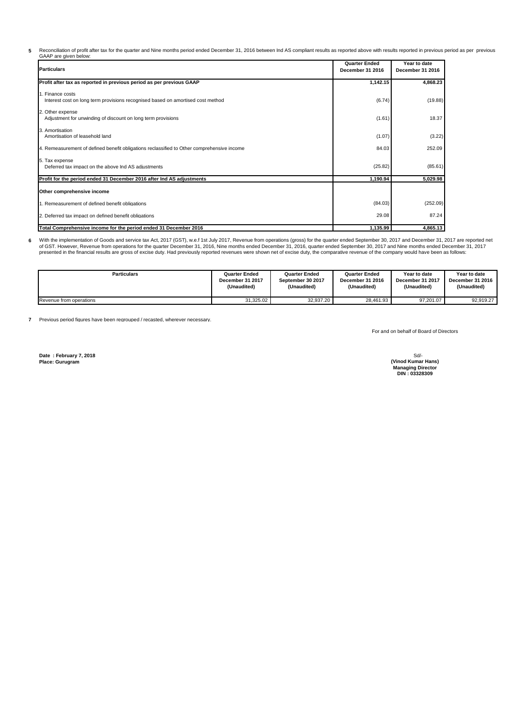5 Reconciliation of profit after tax for the quarter and Nine months period ended December 31, 2016 between Ind AS compliant results as reported above with results reported in previous period as per previous GAAP are given below:

| Particulars | Quarter Ended December 31 2016 | Year to date December 31 2016 |
|---|---|---|
| **Profit after tax as reported in previous period as per previous GAAP** | **1,142.15** | **4,868.23** |
| 1. Finance costs<br>Interest cost on long term provisions recognised based on amortised cost method | (6.74) | (19.88) |
| 2. Other expense<br>Adjustment for unwinding of discount on long term provisions | (1.61) | 18.37 |
| 3. Amortisation<br>Amortisation of leasehold land | (1.07) | (3.22) |
| 4. Remeasurement of defined benefit obligations reclassified to Other comprehensive income | 84.03 | 252.09 |
| 5. Tax expense<br>Deferred tax impact on the above Ind AS adjustments | (25.82) | (85.61) |
| **Profit for the period ended 31 December 2016 after Ind AS adjustments** | **1,190.94** | **5,029.98** |
| **Other comprehensive income** | | |
| 1. Remeasurement of defined benefit obligations | (84.03) | (252.09) |
| 2. Deferred tax impact on defined benefit obligations | 29.08 | 87.24 |
| **Total Comprehensive income for the period ended 31 December 2016** | **1,135.99** | **4,865.13** |

6 With the implementation of Goods and service tax Act, 2017 (GST), w.e.f 1st July 2017, Revenue from operations (gross) for the quarter ended September 30, 2017 and December 31, 2017 are reported net of GST. However, Revenue from operations for the quarter December 31, 2016, Nine months ended December 31, 2016, quarter ended September 30, 2017 and Nine months ended December 31, 2017 presented in the financial results are gross of excise duty. Had previously reported revenues were shown net of excise duty, the comparative revenue of the company would have been as follows:

| Particulars | Quarter Ended December 31 2017 (Unaudited) | Quarter Ended September 30 2017 (Unaudited) | Quarter Ended December 31 2016 (Unaudited) | Year to date December 31 2017 (Unaudited) | Year to date December 31 2016 (Unaudited) |
|---|---|---|---|---|---|
| Revenue from operations | 31,325.02 | 32,937.20 | 28,461.93 | 97,201.07 | 92,919.27 |

7 Previous period figures have been regrouped / recasted, wherever necessary.

For and on behalf of Board of Directors

**Date : February 7, 2018**
**Place: Gurugram**

Sd/-
**(Vinod Kumar Hans)**
**Managing Director**
**DIN : 03328309**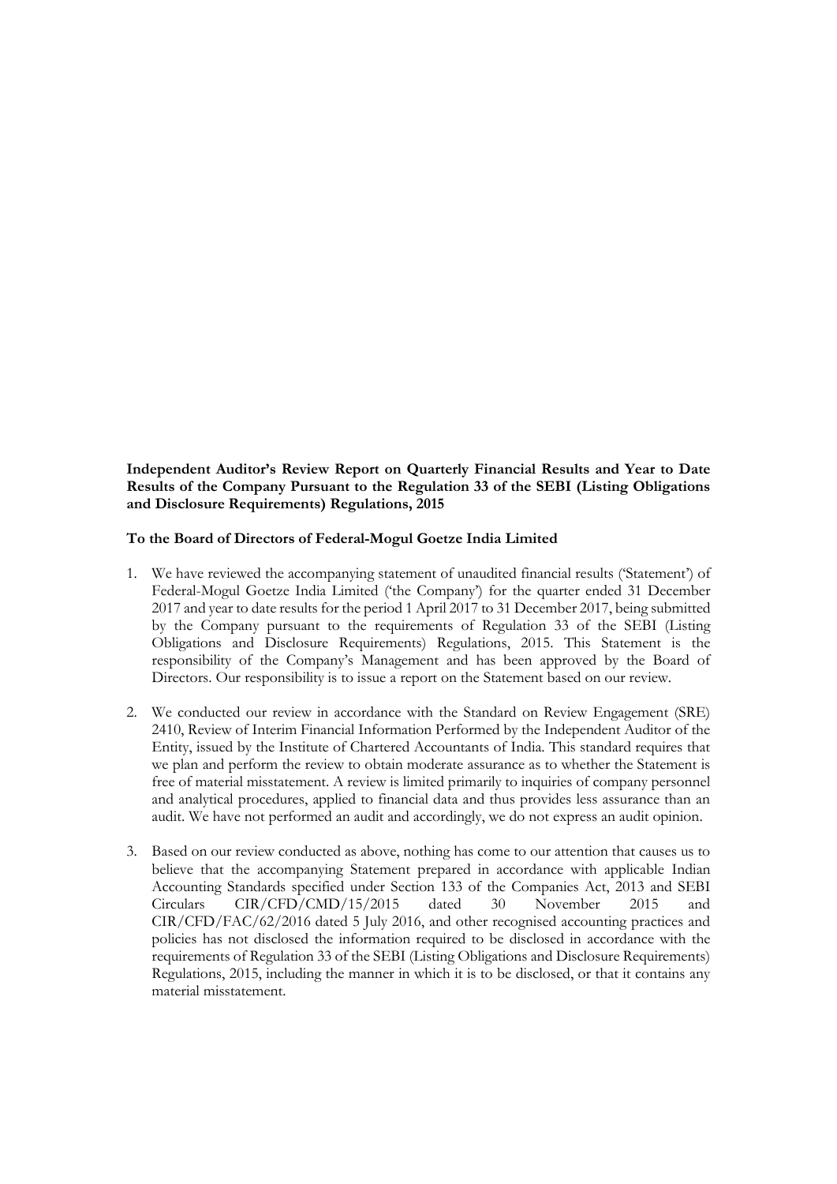**Independent Auditor's Review Report on Quarterly Financial Results and Year to Date Results of the Company Pursuant to the Regulation 33 of the SEBI (Listing Obligations and Disclosure Requirements) Regulations, 2015**

**To the Board of Directors of Federal-Mogul Goetze India Limited**

1. We have reviewed the accompanying statement of unaudited financial results ('Statement') of Federal-Mogul Goetze India Limited ('the Company') for the quarter ended 31 December 2017 and year to date results for the period 1 April 2017 to 31 December 2017, being submitted by the Company pursuant to the requirements of Regulation 33 of the SEBI (Listing Obligations and Disclosure Requirements) Regulations, 2015. This Statement is the responsibility of the Company's Management and has been approved by the Board of Directors. Our responsibility is to issue a report on the Statement based on our review.

2. We conducted our review in accordance with the Standard on Review Engagement (SRE) 2410, Review of Interim Financial Information Performed by the Independent Auditor of the Entity, issued by the Institute of Chartered Accountants of India. This standard requires that we plan and perform the review to obtain moderate assurance as to whether the Statement is free of material misstatement. A review is limited primarily to inquiries of company personnel and analytical procedures, applied to financial data and thus provides less assurance than an audit. We have not performed an audit and accordingly, we do not express an audit opinion.

3. Based on our review conducted as above, nothing has come to our attention that causes us to believe that the accompanying Statement prepared in accordance with applicable Indian Accounting Standards specified under Section 133 of the Companies Act, 2013 and SEBI Circulars CIR/CFD/CMD/15/2015 dated 30 November 2015 and CIR/CFD/FAC/62/2016 dated 5 July 2016, and other recognised accounting practices and policies has not disclosed the information required to be disclosed in accordance with the requirements of Regulation 33 of the SEBI (Listing Obligations and Disclosure Requirements) Regulations, 2015, including the manner in which it is to be disclosed, or that it contains any material misstatement.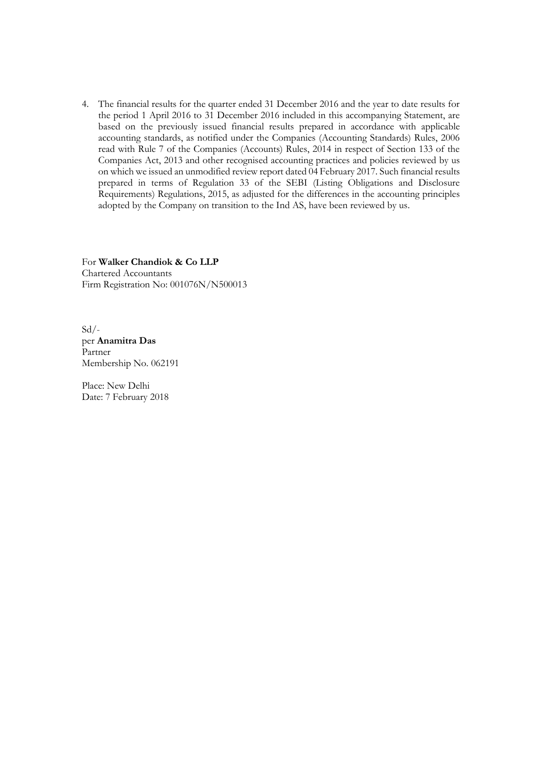4. The financial results for the quarter ended 31 December 2016 and the year to date results for the period 1 April 2016 to 31 December 2016 included in this accompanying Statement, are based on the previously issued financial results prepared in accordance with applicable accounting standards, as notified under the Companies (Accounting Standards) Rules, 2006 read with Rule 7 of the Companies (Accounts) Rules, 2014 in respect of Section 133 of the Companies Act, 2013 and other recognised accounting practices and policies reviewed by us on which we issued an unmodified review report dated 04 February 2017. Such financial results prepared in terms of Regulation 33 of the SEBI (Listing Obligations and Disclosure Requirements) Regulations, 2015, as adjusted for the differences in the accounting principles adopted by the Company on transition to the Ind AS, have been reviewed by us.

For **Walker Chandiok & Co LLP**
Chartered Accountants
Firm Registration No: 001076N/N500013

Sd/-
per **Anamitra Das**
Partner
Membership No. 062191

Place: New Delhi
Date: 7 February 2018